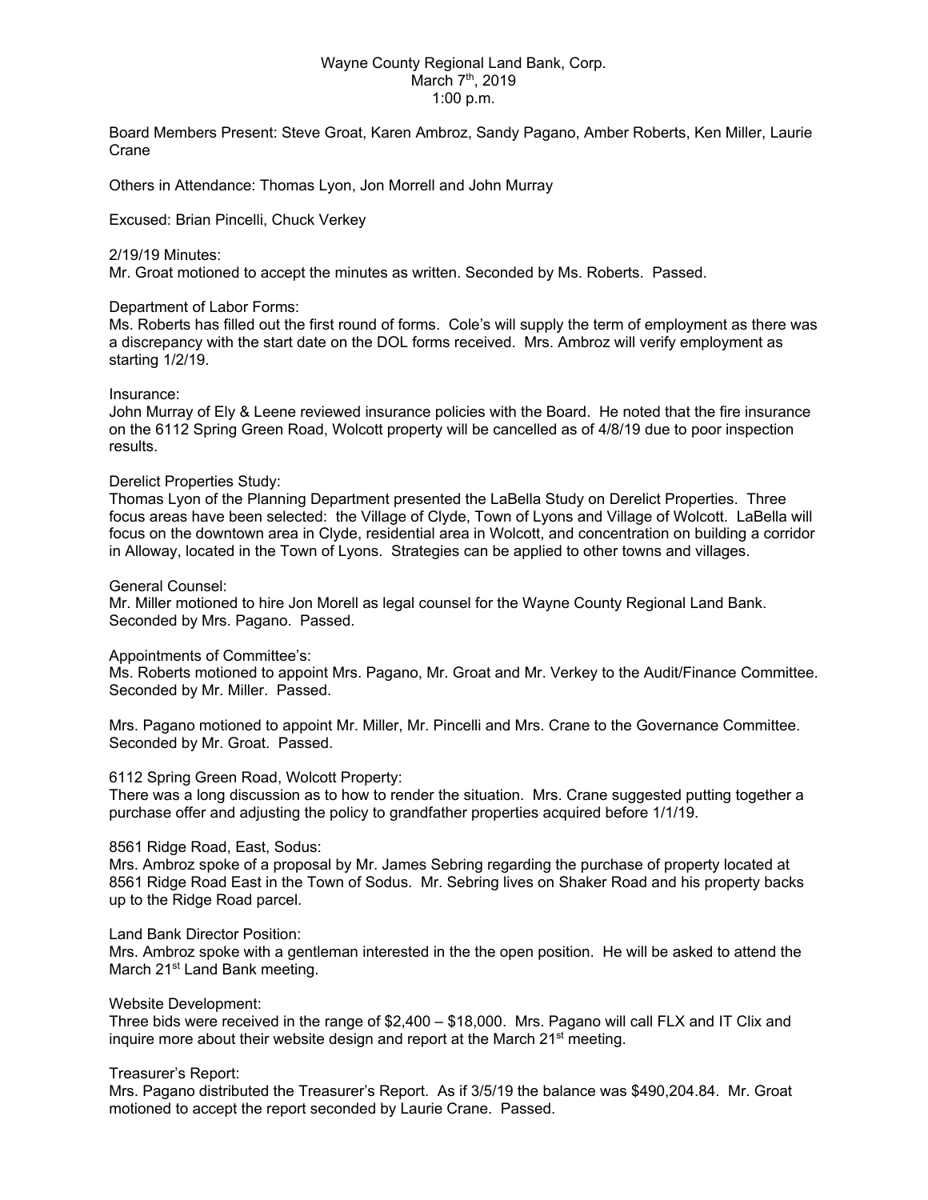Wayne County Regional Land Bank, Corp.
March 7th, 2019
1:00 p.m.

Board Members Present: Steve Groat, Karen Ambroz, Sandy Pagano, Amber Roberts, Ken Miller, Laurie Crane

Others in Attendance: Thomas Lyon, Jon Morrell and John Murray

Excused: Brian Pincelli, Chuck Verkey

2/19/19 Minutes:
Mr. Groat motioned to accept the minutes as written. Seconded by Ms. Roberts. Passed.

Department of Labor Forms:
Ms. Roberts has filled out the first round of forms. Cole's will supply the term of employment as there was a discrepancy with the start date on the DOL forms received. Mrs. Ambroz will verify employment as starting 1/2/19.

Insurance:
John Murray of Ely & Leene reviewed insurance policies with the Board. He noted that the fire insurance on the 6112 Spring Green Road, Wolcott property will be cancelled as of 4/8/19 due to poor inspection results.

Derelict Properties Study:
Thomas Lyon of the Planning Department presented the LaBella Study on Derelict Properties. Three focus areas have been selected: the Village of Clyde, Town of Lyons and Village of Wolcott. LaBella will focus on the downtown area in Clyde, residential area in Wolcott, and concentration on building a corridor in Alloway, located in the Town of Lyons. Strategies can be applied to other towns and villages.

General Counsel:
Mr. Miller motioned to hire Jon Morell as legal counsel for the Wayne County Regional Land Bank. Seconded by Mrs. Pagano. Passed.

Appointments of Committee's:
Ms. Roberts motioned to appoint Mrs. Pagano, Mr. Groat and Mr. Verkey to the Audit/Finance Committee. Seconded by Mr. Miller. Passed.

Mrs. Pagano motioned to appoint Mr. Miller, Mr. Pincelli and Mrs. Crane to the Governance Committee. Seconded by Mr. Groat. Passed.

6112 Spring Green Road, Wolcott Property:
There was a long discussion as to how to render the situation. Mrs. Crane suggested putting together a purchase offer and adjusting the policy to grandfather properties acquired before 1/1/19.

8561 Ridge Road, East, Sodus:
Mrs. Ambroz spoke of a proposal by Mr. James Sebring regarding the purchase of property located at 8561 Ridge Road East in the Town of Sodus. Mr. Sebring lives on Shaker Road and his property backs up to the Ridge Road parcel.

Land Bank Director Position:
Mrs. Ambroz spoke with a gentleman interested in the the open position. He will be asked to attend the March 21st Land Bank meeting.

Website Development:
Three bids were received in the range of $2,400 – $18,000. Mrs. Pagano will call FLX and IT Clix and inquire more about their website design and report at the March 21st meeting.

Treasurer's Report:
Mrs. Pagano distributed the Treasurer's Report. As if 3/5/19 the balance was $490,204.84. Mr. Groat motioned to accept the report seconded by Laurie Crane. Passed.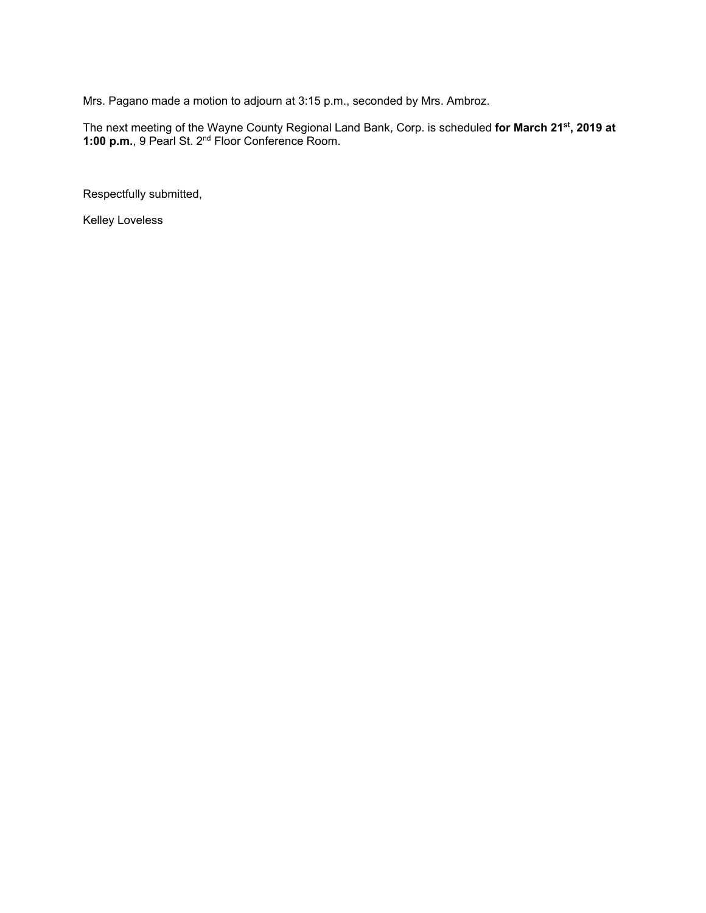Mrs. Pagano made a motion to adjourn at 3:15 p.m., seconded by Mrs. Ambroz.

The next meeting of the Wayne County Regional Land Bank, Corp. is scheduled **for March 21st, 2019 at 1:00 p.m.**, 9 Pearl St. 2nd Floor Conference Room.

Respectfully submitted,

Kelley Loveless